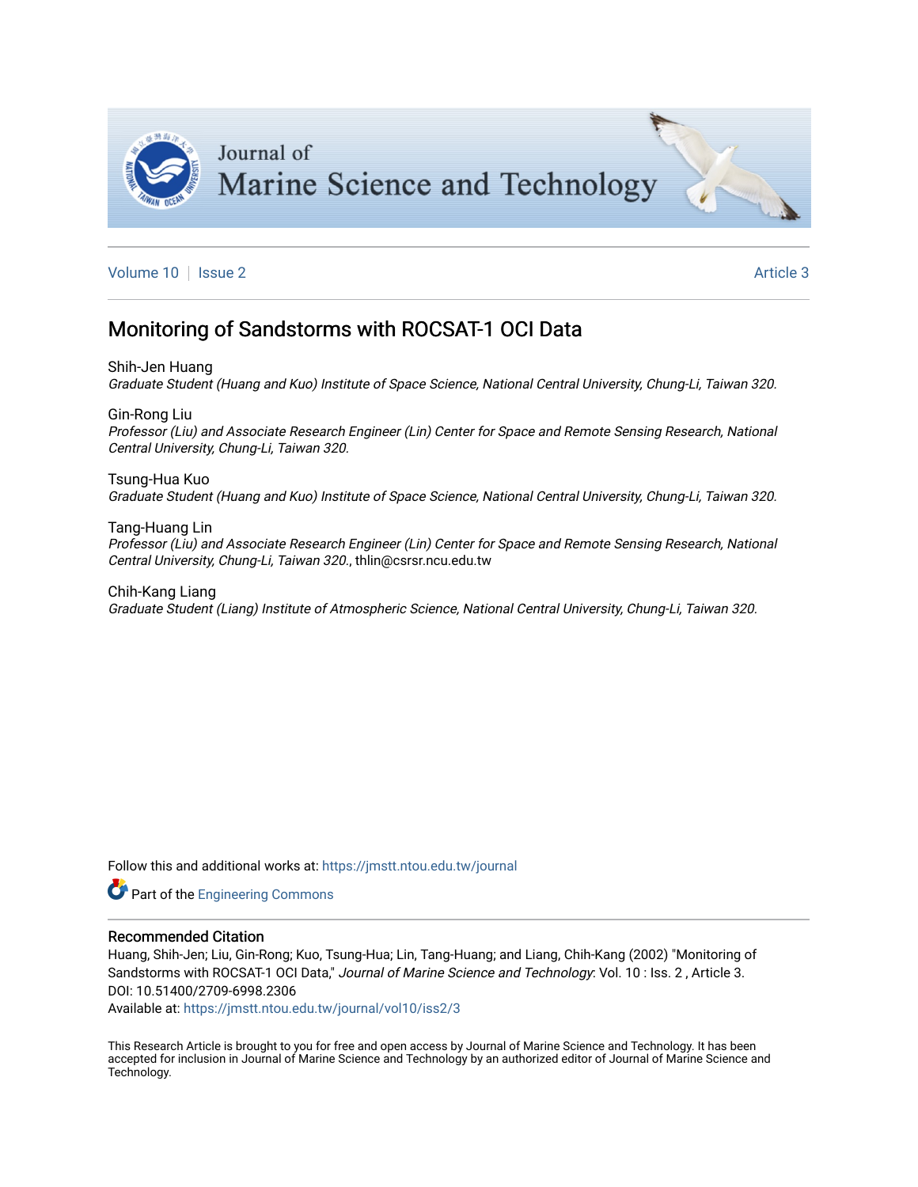Volume 10 | Issue 2 Article 3

# Monitoring of Sandstorms with ROCSAT-1 OCI Data

Shih-Jen Huang
*Graduate Student (Huang and Kuo) Institute of Space Science, National Central University, Chung-Li, Taiwan 320.*

Gin-Rong Liu
*Professor (Liu) and Associate Research Engineer (Lin) Center for Space and Remote Sensing Research, National Central University, Chung-Li, Taiwan 320.*

Tsung-Hua Kuo
*Graduate Student (Huang and Kuo) Institute of Space Science, National Central University, Chung-Li, Taiwan 320.*

Tang-Huang Lin
*Professor (Liu) and Associate Research Engineer (Lin) Center for Space and Remote Sensing Research, National Central University, Chung-Li, Taiwan 320.*, thlin@csrsr.ncu.edu.tw

Chih-Kang Liang
*Graduate Student (Liang) Institute of Atmospheric Science, National Central University, Chung-Li, Taiwan 320.*

Follow this and additional works at: https://jmstt.ntou.edu.tw/journal

Part of the Engineering Commons

## Recommended Citation

Huang, Shih-Jen; Liu, Gin-Rong; Kuo, Tsung-Hua; Lin, Tang-Huang; and Liang, Chih-Kang (2002) "Monitoring of Sandstorms with ROCSAT-1 OCI Data," *Journal of Marine Science and Technology*: Vol. 10 : Iss. 2 , Article 3.
DOI: 10.51400/2709-6998.2306
Available at: https://jmstt.ntou.edu.tw/journal/vol10/iss2/3

This Research Article is brought to you for free and open access by Journal of Marine Science and Technology. It has been accepted for inclusion in Journal of Marine Science and Technology by an authorized editor of Journal of Marine Science and Technology.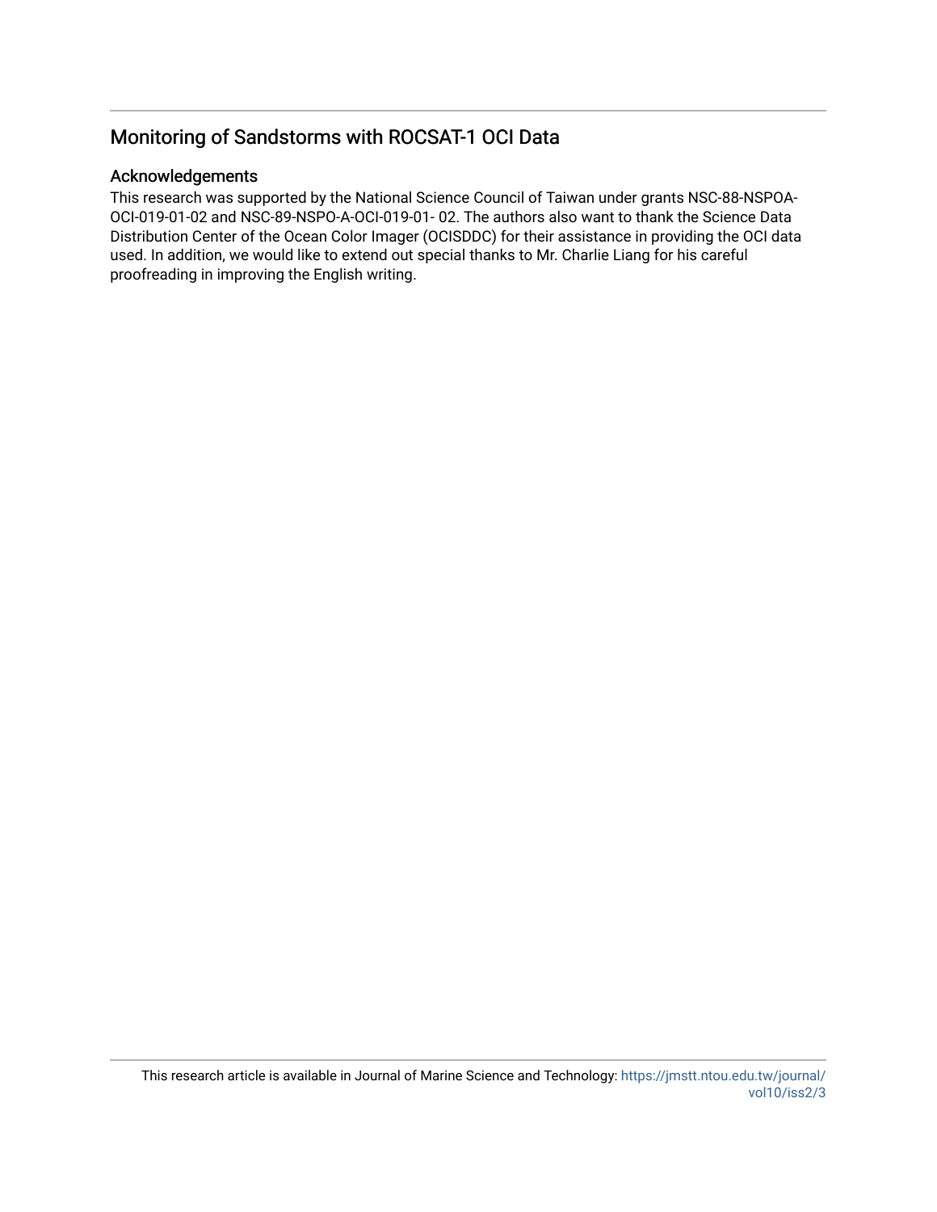## Monitoring of Sandstorms with ROCSAT-1 OCI Data

### Acknowledgements

This research was supported by the National Science Council of Taiwan under grants NSC-88-NSPOA-OCI-019-01-02 and NSC-89-NSPO-A-OCI-019-01- 02. The authors also want to thank the Science Data Distribution Center of the Ocean Color Imager (OCISDDC) for their assistance in providing the OCI data used. In addition, we would like to extend out special thanks to Mr. Charlie Liang for his careful proofreading in improving the English writing.

This research article is available in Journal of Marine Science and Technology: https://jmstt.ntou.edu.tw/journal/vol10/iss2/3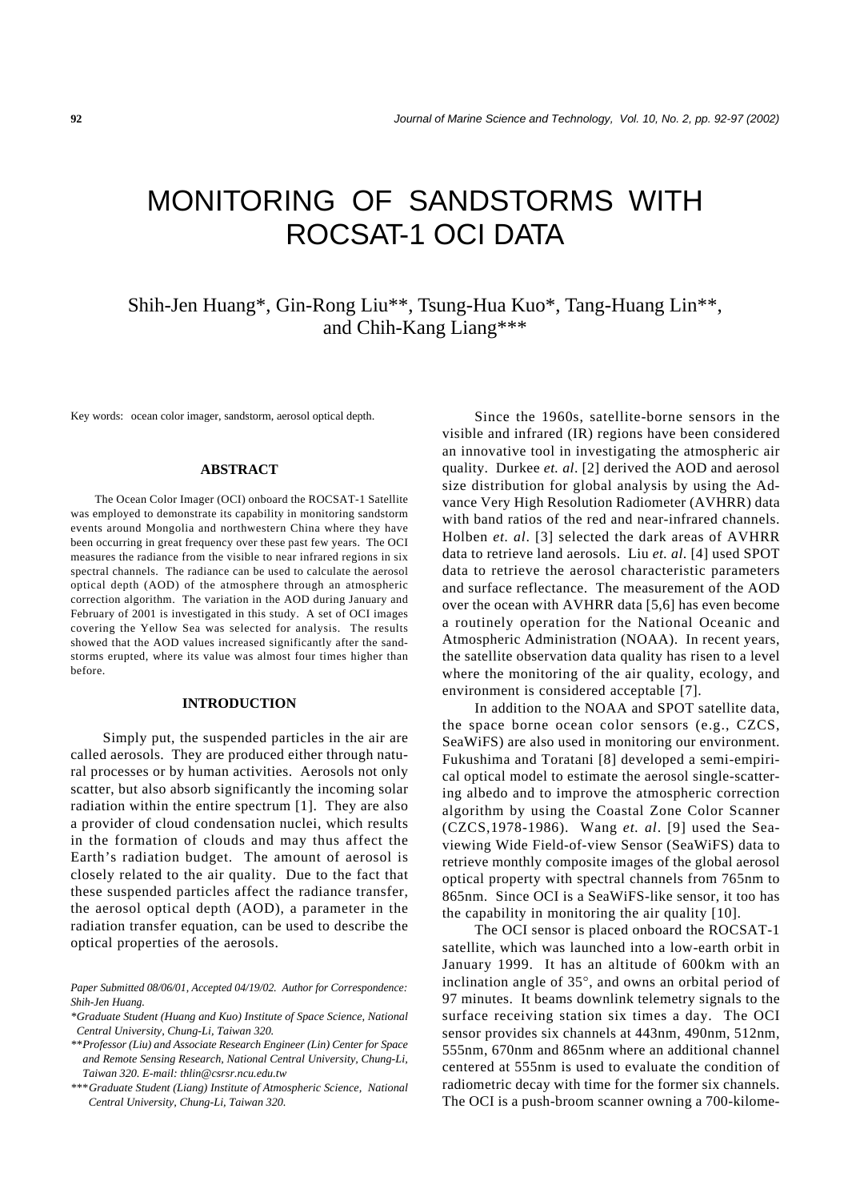# MONITORING OF SANDSTORMS WITH ROCSAT-1 OCI DATA

Shih-Jen Huang*, Gin-Rong Liu**, Tsung-Hua Kuo*, Tang-Huang Lin**, and Chih-Kang Liang***

Key words: ocean color imager, sandstorm, aerosol optical depth.

## ABSTRACT

The Ocean Color Imager (OCI) onboard the ROCSAT-1 Satellite was employed to demonstrate its capability in monitoring sandstorm events around Mongolia and northwestern China where they have been occurring in great frequency over these past few years. The OCI measures the radiance from the visible to near infrared regions in six spectral channels. The radiance can be used to calculate the aerosol optical depth (AOD) of the atmosphere through an atmospheric correction algorithm. The variation in the AOD during January and February of 2001 is investigated in this study. A set of OCI images covering the Yellow Sea was selected for analysis. The results showed that the AOD values increased significantly after the sandstorms erupted, where its value was almost four times higher than before.

## INTRODUCTION

Simply put, the suspended particles in the air are called aerosols. They are produced either through natural processes or by human activities. Aerosols not only scatter, but also absorb significantly the incoming solar radiation within the entire spectrum [1]. They are also a provider of cloud condensation nuclei, which results in the formation of clouds and may thus affect the Earth's radiation budget. The amount of aerosol is closely related to the air quality. Due to the fact that these suspended particles affect the radiance transfer, the aerosol optical depth (AOD), a parameter in the radiation transfer equation, can be used to describe the optical properties of the aerosols.

*Paper Submitted 08/06/01, Accepted 04/19/02. Author for Correspondence: Shih-Jen Huang.*

*\*Graduate Student (Huang and Kuo) Institute of Space Science, National Central University, Chung-Li, Taiwan 320.*

*\*\*Professor (Liu) and Associate Research Engineer (Lin) Center for Space and Remote Sensing Research, National Central University, Chung-Li, Taiwan 320. E-mail: thlin@csrsr.ncu.edu.tw*

*\*\*\*Graduate Student (Liang) Institute of Atmospheric Science, National Central University, Chung-Li, Taiwan 320.*

Since the 1960s, satellite-borne sensors in the visible and infrared (IR) regions have been considered an innovative tool in investigating the atmospheric air quality. Durkee *et. al*. [2] derived the AOD and aerosol size distribution for global analysis by using the Advance Very High Resolution Radiometer (AVHRR) data with band ratios of the red and near-infrared channels. Holben *et. al*. [3] selected the dark areas of AVHRR data to retrieve land aerosols. Liu *et. al*. [4] used SPOT data to retrieve the aerosol characteristic parameters and surface reflectance. The measurement of the AOD over the ocean with AVHRR data [5,6] has even become a routinely operation for the National Oceanic and Atmospheric Administration (NOAA). In recent years, the satellite observation data quality has risen to a level where the monitoring of the air quality, ecology, and environment is considered acceptable [7].

In addition to the NOAA and SPOT satellite data, the space borne ocean color sensors (e.g., CZCS, SeaWiFS) are also used in monitoring our environment. Fukushima and Toratani [8] developed a semi-empirical optical model to estimate the aerosol single-scattering albedo and to improve the atmospheric correction algorithm by using the Coastal Zone Color Scanner (CZCS,1978-1986). Wang *et. al*. [9] used the Sea-viewing Wide Field-of-view Sensor (SeaWiFS) data to retrieve monthly composite images of the global aerosol optical property with spectral channels from 765nm to 865nm. Since OCI is a SeaWiFS-like sensor, it too has the capability in monitoring the air quality [10].

The OCI sensor is placed onboard the ROCSAT-1 satellite, which was launched into a low-earth orbit in January 1999. It has an altitude of 600km with an inclination angle of 35°, and owns an orbital period of 97 minutes. It beams downlink telemetry signals to the surface receiving station six times a day. The OCI sensor provides six channels at 443nm, 490nm, 512nm, 555nm, 670nm and 865nm where an additional channel centered at 555nm is used to evaluate the condition of radiometric decay with time for the former six channels. The OCI is a push-broom scanner owning a 700-kilome-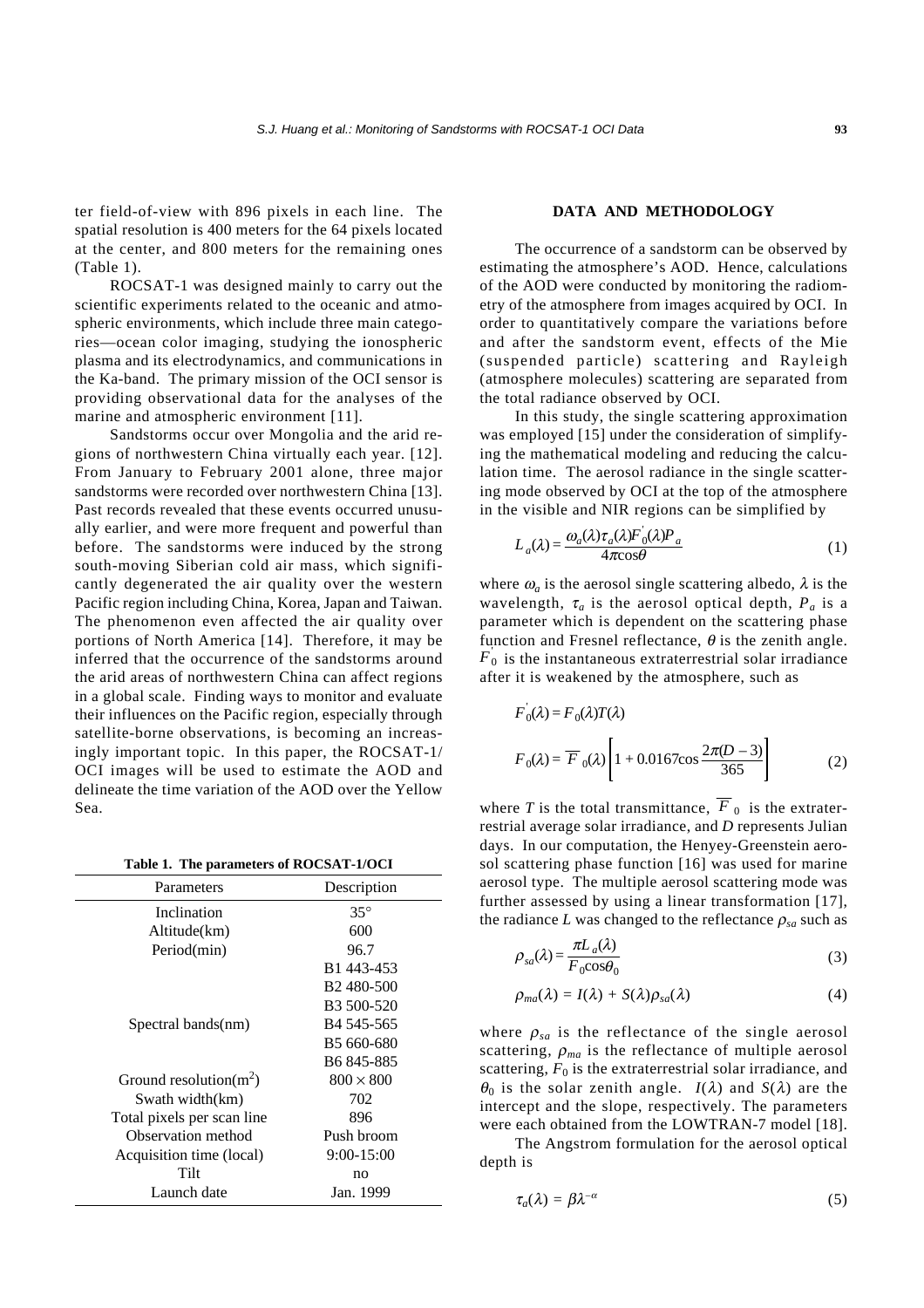ter field-of-view with 896 pixels in each line. The spatial resolution is 400 meters for the 64 pixels located at the center, and 800 meters for the remaining ones (Table 1).

ROCSAT-1 was designed mainly to carry out the scientific experiments related to the oceanic and atmospheric environments, which include three main categories—ocean color imaging, studying the ionospheric plasma and its electrodynamics, and communications in the Ka-band. The primary mission of the OCI sensor is providing observational data for the analyses of the marine and atmospheric environment [11].

Sandstorms occur over Mongolia and the arid regions of northwestern China virtually each year. [12]. From January to February 2001 alone, three major sandstorms were recorded over northwestern China [13]. Past records revealed that these events occurred unusually earlier, and were more frequent and powerful than before. The sandstorms were induced by the strong south-moving Siberian cold air mass, which significantly degenerated the air quality over the western Pacific region including China, Korea, Japan and Taiwan. The phenomenon even affected the air quality over portions of North America [14]. Therefore, it may be inferred that the occurrence of the sandstorms around the arid areas of northwestern China can affect regions in a global scale. Finding ways to monitor and evaluate their influences on the Pacific region, especially through satellite-borne observations, is becoming an increasingly important topic. In this paper, the ROCSAT-1/OCI images will be used to estimate the AOD and delineate the time variation of the AOD over the Yellow Sea.

**Table 1. The parameters of ROCSAT-1/OCI**

| Parameters | Description |
|---|---|
| Inclination | 35° |
| Altitude(km) | 600 |
| Period(min) | 96.7 |
| Spectral bands(nm) | B1 443-453<br>B2 480-500<br>B3 500-520<br>B4 545-565<br>B5 660-680<br>B6 845-885 |
| Ground resolution($m^2$) | $800 \times 800$ |
| Swath width(km) | 702 |
| Total pixels per scan line | 896 |
| Observation method | Push broom |
| Acquisition time (local) | 9:00-15:00 |
| Tilt | no |
| Launch date | Jan. 1999 |

## DATA AND METHODOLOGY

The occurrence of a sandstorm can be observed by estimating the atmosphere's AOD. Hence, calculations of the AOD were conducted by monitoring the radiometry of the atmosphere from images acquired by OCI. In order to quantitatively compare the variations before and after the sandstorm event, effects of the Mie (suspended particle) scattering and Rayleigh (atmosphere molecules) scattering are separated from the total radiance observed by OCI.

In this study, the single scattering approximation was employed [15] under the consideration of simplifying the mathematical modeling and reducing the calculation time. The aerosol radiance in the single scattering mode observed by OCI at the top of the atmosphere in the visible and NIR regions can be simplified by

$$L_a(\lambda) = \frac{\omega_a(\lambda)\tau_a(\lambda)F_0'(\lambda)P_a}{4\pi\cos\theta} \tag{1}$$

where $\omega_a$ is the aerosol single scattering albedo, $\lambda$ is the wavelength, $\tau_a$ is the aerosol optical depth, $P_a$ is a parameter which is dependent on the scattering phase function and Fresnel reflectance, $\theta$ is the zenith angle. $F_0'$ is the instantaneous extraterrestrial solar irradiance after it is weakened by the atmosphere, such as

$$F_0'(\lambda) = F_0(\lambda)T(\lambda)$$

$$F_0(\lambda) = \overline{F}_0(\lambda)\left[1 + 0.0167\cos\frac{2\pi(D-3)}{365}\right] \tag{2}$$

where $T$ is the total transmittance, $\overline{F}_0$ is the extraterrestrial average solar irradiance, and $D$ represents Julian days. In our computation, the Henyey-Greenstein aerosol scattering phase function [16] was used for marine aerosol type. The multiple aerosol scattering mode was further assessed by using a linear transformation [17], the radiance $L$ was changed to the reflectance $\rho_{sa}$ such as

$$\rho_{sa}(\lambda) = \frac{\pi L_a(\lambda)}{F_0\cos\theta_0} \tag{3}$$

$$\rho_{ma}(\lambda) = I(\lambda) + S(\lambda)\rho_{sa}(\lambda) \tag{4}$$

where $\rho_{sa}$ is the reflectance of the single aerosol scattering, $\rho_{ma}$ is the reflectance of multiple aerosol scattering, $F_0$ is the extraterrestrial solar irradiance, and $\theta_0$ is the solar zenith angle. $I(\lambda)$ and $S(\lambda)$ are the intercept and the slope, respectively. The parameters were each obtained from the LOWTRAN-7 model [18].

The Angstrom formulation for the aerosol optical depth is

$$\tau_a(\lambda) = \beta\lambda^{-\alpha} \tag{5}$$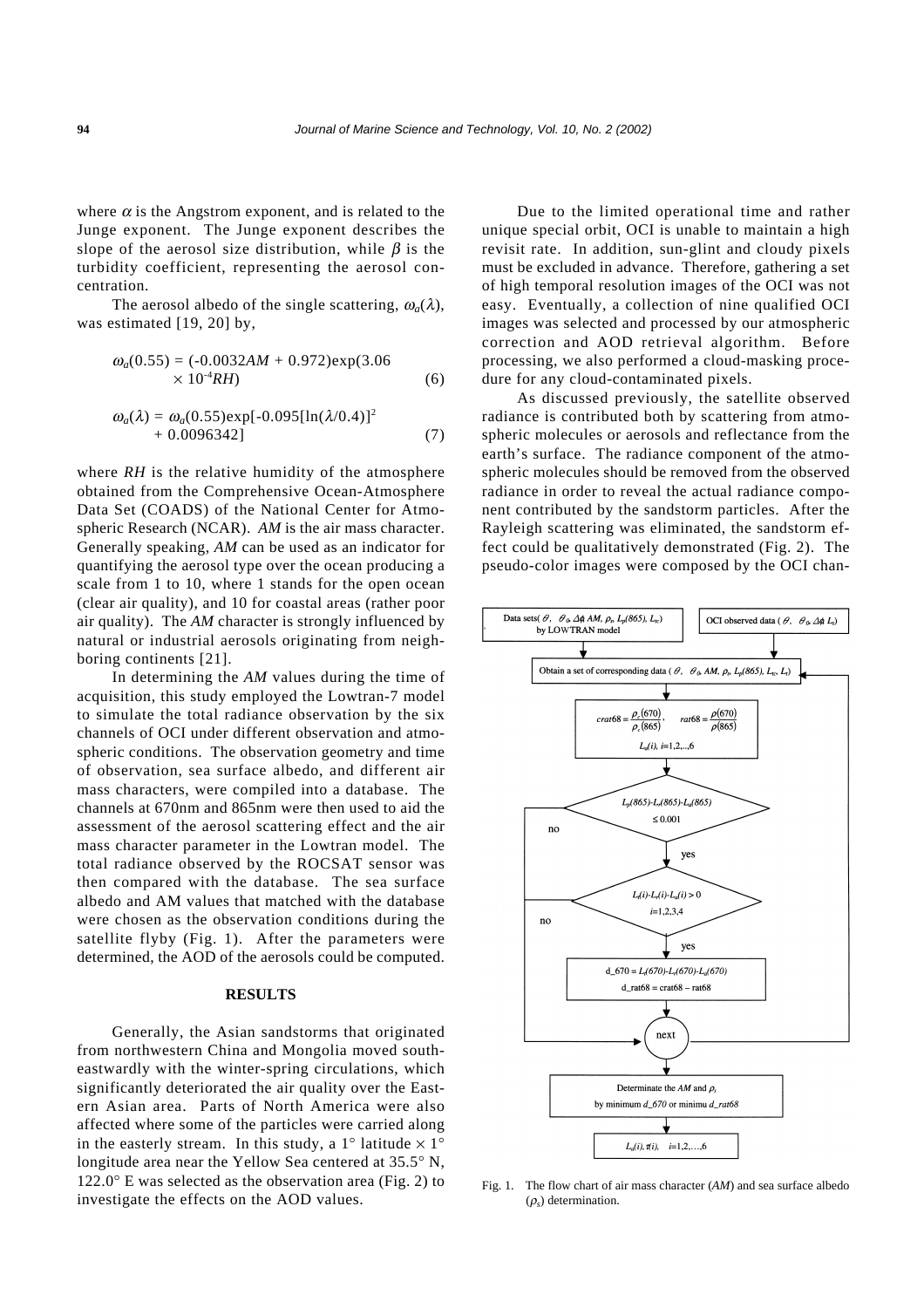where $\alpha$ is the Angstrom exponent, and is related to the Junge exponent. The Junge exponent describes the slope of the aerosol size distribution, while $\beta$ is the turbidity coefficient, representing the aerosol concentration.

The aerosol albedo of the single scattering, $\omega_a(\lambda)$, was estimated [19, 20] by,

$$\omega_a(0.55) = (-0.0032AM + 0.972)\exp(3.06 \times 10^{-4}RH) \tag{6}$$

$$\omega_a(\lambda) = \omega_a(0.55)\exp[-0.095[\ln(\lambda/0.4)]^2 + 0.0096342] \tag{7}$$

where *RH* is the relative humidity of the atmosphere obtained from the Comprehensive Ocean-Atmosphere Data Set (COADS) of the National Center for Atmospheric Research (NCAR). *AM* is the air mass character. Generally speaking, *AM* can be used as an indicator for quantifying the aerosol type over the ocean producing a scale from 1 to 10, where 1 stands for the open ocean (clear air quality), and 10 for coastal areas (rather poor air quality). The *AM* character is strongly influenced by natural or industrial aerosols originating from neighboring continents [21].

In determining the *AM* values during the time of acquisition, this study employed the Lowtran-7 model to simulate the total radiance observation by the six channels of OCI under different observation and atmospheric conditions. The observation geometry and time of observation, sea surface albedo, and different air mass characters, were compiled into a database. The channels at 670nm and 865nm were then used to aid the assessment of the aerosol scattering effect and the air mass character parameter in the Lowtran model. The total radiance observed by the ROCSAT sensor was then compared with the database. The sea surface albedo and AM values that matched with the database were chosen as the observation conditions during the satellite flyby (Fig. 1). After the parameters were determined, the AOD of the aerosols could be computed.

## RESULTS

Generally, the Asian sandstorms that originated from northwestern China and Mongolia moved southeastwardly with the winter-spring circulations, which significantly deteriorated the air quality over the Eastern Asian area. Parts of North America were also affected where some of the particles were carried along in the easterly stream. In this study, a 1° latitude × 1° longitude area near the Yellow Sea centered at 35.5° N, 122.0° E was selected as the observation area (Fig. 2) to investigate the effects on the AOD values.

Due to the limited operational time and rather unique special orbit, OCI is unable to maintain a high revisit rate. In addition, sun-glint and cloudy pixels must be excluded in advance. Therefore, gathering a set of high temporal resolution images of the OCI was not easy. Eventually, a collection of nine qualified OCI images was selected and processed by our atmospheric correction and AOD retrieval algorithm. Before processing, we also performed a cloud-masking procedure for any cloud-contaminated pixels.

As discussed previously, the satellite observed radiance is contributed both by scattering from atmospheric molecules or aerosols and reflectance from the earth's surface. The radiance component of the atmospheric molecules should be removed from the observed radiance in order to reveal the actual radiance component contributed by the sandstorm particles. After the Rayleigh scattering was eliminated, the sandstorm effect could be qualitatively demonstrated (Fig. 2). The pseudo-color images were composed by the OCI chan-

Data sets($\theta$, $\theta_0$, $\Delta\phi$, $AM$, $\rho_s$, $L_p(865)$, $L_{rc}$) by LOWTRAN model

OCI observed data ($\theta$, $\theta_0$, $\Delta\phi$, $L_t$)

Obtain a set of corresponding data ($\theta$, $\theta_0$, $AM$, $\rho_s$, $L_p(865)$, $L_{rc}$, $L_t$)

$crat68 = \frac{\rho_c(670)}{\rho_c(865)}$, $rat68 = \frac{\rho(670)}{\rho(865)}$

$L_a(i)$, $i$=1,2,..,6

$L_p(865)$-$L_r(865)$-$L_a(865)$ $\leq 0.001$ — no / yes

$L_t(i)$-$L_r(i)$-$L_a(i) > 0$, $i$=1,2,3,4 — no / yes

d_670 = $L_t(670)$-$L_r(670)$-$L_a(670)$

d_rat68 = crat68 – rat68

next

Determinate the *AM* and $\rho_s$ by minimum *d_670* or minimu *d_rat68*

$L_a(i)$, $\tau(i)$, $i$=1,2,…,6

Fig. 1. The flow chart of air mass character (*AM*) and sea surface albedo ($\rho_s$) determination.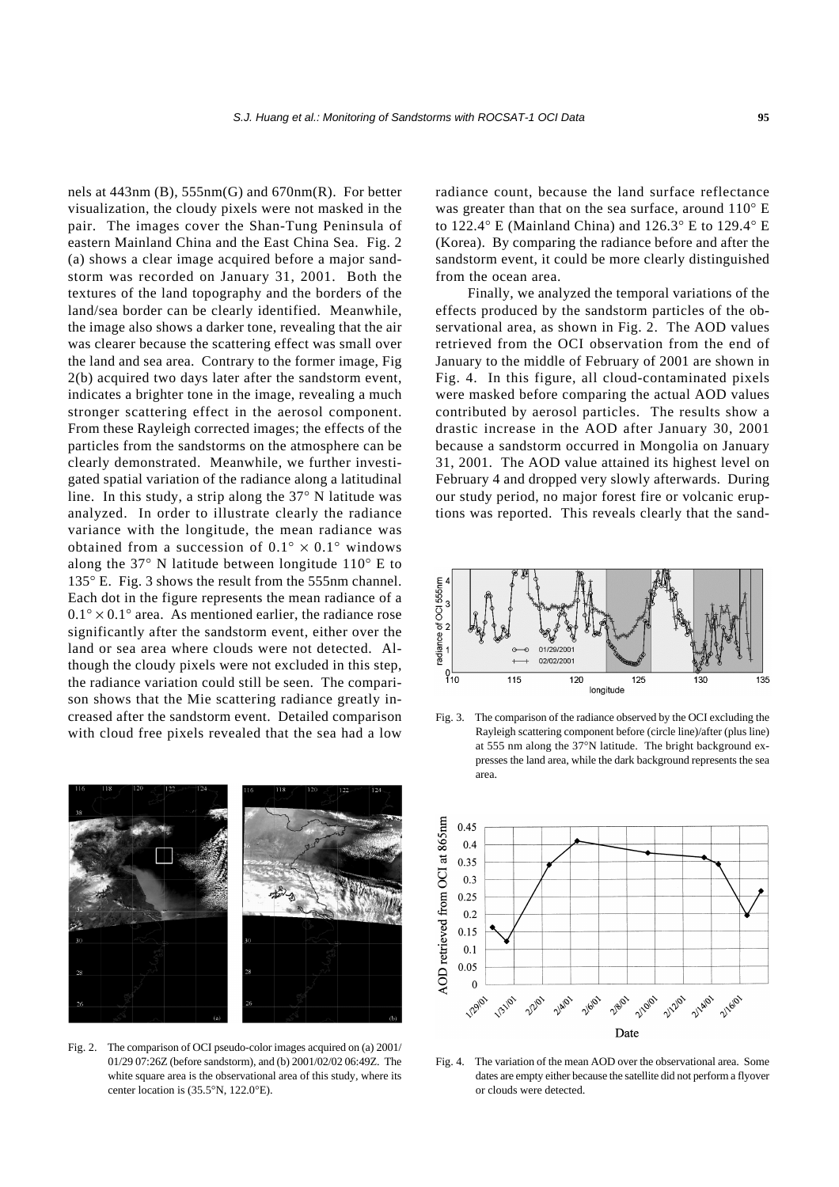nels at 443nm (B), 555nm(G) and 670nm(R). For better visualization, the cloudy pixels were not masked in the pair. The images cover the Shan-Tung Peninsula of eastern Mainland China and the East China Sea. Fig. 2 (a) shows a clear image acquired before a major sandstorm was recorded on January 31, 2001. Both the textures of the land topography and the borders of the land/sea border can be clearly identified. Meanwhile, the image also shows a darker tone, revealing that the air was clearer because the scattering effect was small over the land and sea area. Contrary to the former image, Fig 2(b) acquired two days later after the sandstorm event, indicates a brighter tone in the image, revealing a much stronger scattering effect in the aerosol component. From these Rayleigh corrected images; the effects of the particles from the sandstorms on the atmosphere can be clearly demonstrated. Meanwhile, we further investigated spatial variation of the radiance along a latitudinal line. In this study, a strip along the 37° N latitude was analyzed. In order to illustrate clearly the radiance variance with the longitude, the mean radiance was obtained from a succession of $0.1° \times 0.1°$ windows along the 37° N latitude between longitude 110° E to 135° E. Fig. 3 shows the result from the 555nm channel. Each dot in the figure represents the mean radiance of a $0.1° \times 0.1°$ area. As mentioned earlier, the radiance rose significantly after the sandstorm event, either over the land or sea area where clouds were not detected. Although the cloudy pixels were not excluded in this step, the radiance variation could still be seen. The comparison shows that the Mie scattering radiance greatly increased after the sandstorm event. Detailed comparison with cloud free pixels revealed that the sea had a low radiance count, because the land surface reflectance was greater than that on the sea surface, around 110° E to 122.4° E (Mainland China) and 126.3° E to 129.4° E (Korea). By comparing the radiance before and after the sandstorm event, it could be more clearly distinguished from the ocean area.

Finally, we analyzed the temporal variations of the effects produced by the sandstorm particles of the observational area, as shown in Fig. 2. The AOD values retrieved from the OCI observation from the end of January to the middle of February of 2001 are shown in Fig. 4. In this figure, all cloud-contaminated pixels were masked before comparing the actual AOD values contributed by aerosol particles. The results show a drastic increase in the AOD after January 30, 2001 because a sandstorm occurred in Mongolia on January 31, 2001. The AOD value attained its highest level on February 4 and dropped very slowly afterwards. During our study period, no major forest fire or volcanic eruptions was reported. This reveals clearly that the sand-

Fig. 2. The comparison of OCI pseudo-color images acquired on (a) 2001/01/29 07:26Z (before sandstorm), and (b) 2001/02/02 06:49Z. The white square area is the observational area of this study, where its center location is (35.5°N, 122.0°E).

Fig. 3. The comparison of the radiance observed by the OCI excluding the Rayleigh scattering component before (circle line)/after (plus line) at 555 nm along the 37°N latitude. The bright background expresses the land area, while the dark background represents the sea area.

Fig. 4. The variation of the mean AOD over the observational area. Some dates are empty either because the satellite did not perform a flyover or clouds were detected.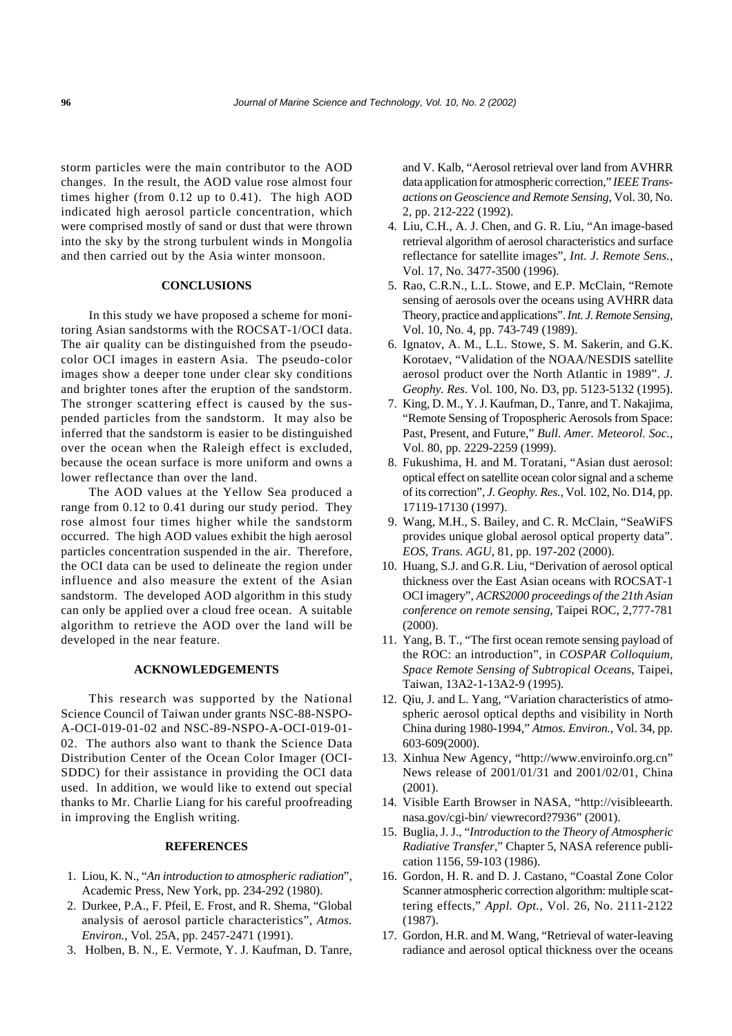storm particles were the main contributor to the AOD changes. In the result, the AOD value rose almost four times higher (from 0.12 up to 0.41). The high AOD indicated high aerosol particle concentration, which were comprised mostly of sand or dust that were thrown into the sky by the strong turbulent winds in Mongolia and then carried out by the Asia winter monsoon.

## CONCLUSIONS

In this study we have proposed a scheme for monitoring Asian sandstorms with the ROCSAT-1/OCI data. The air quality can be distinguished from the pseudo-color OCI images in eastern Asia. The pseudo-color images show a deeper tone under clear sky conditions and brighter tones after the eruption of the sandstorm. The stronger scattering effect is caused by the suspended particles from the sandstorm. It may also be inferred that the sandstorm is easier to be distinguished over the ocean when the Raleigh effect is excluded, because the ocean surface is more uniform and owns a lower reflectance than over the land.

The AOD values at the Yellow Sea produced a range from 0.12 to 0.41 during our study period. They rose almost four times higher while the sandstorm occurred. The high AOD values exhibit the high aerosol particles concentration suspended in the air. Therefore, the OCI data can be used to delineate the region under influence and also measure the extent of the Asian sandstorm. The developed AOD algorithm in this study can only be applied over a cloud free ocean. A suitable algorithm to retrieve the AOD over the land will be developed in the near feature.

## ACKNOWLEDGEMENTS

This research was supported by the National Science Council of Taiwan under grants NSC-88-NSPO-A-OCI-019-01-02 and NSC-89-NSPO-A-OCI-019-01-02. The authors also want to thank the Science Data Distribution Center of the Ocean Color Imager (OCI-SDDC) for their assistance in providing the OCI data used. In addition, we would like to extend out special thanks to Mr. Charlie Liang for his careful proofreading in improving the English writing.

## REFERENCES

1. Liou, K. N., "*An introduction to atmospheric radiation*", Academic Press, New York, pp. 234-292 (1980).
2. Durkee, P.A., F. Pfeil, E. Frost, and R. Shema, "Global analysis of aerosol particle characteristics", *Atmos. Environ.*, Vol. 25A, pp. 2457-2471 (1991).
3. Holben, B. N., E. Vermote, Y. J. Kaufman, D. Tanre, and V. Kalb, "Aerosol retrieval over land from AVHRR data application for atmospheric correction," *IEEE Transactions on Geoscience and Remote Sensing*, Vol. 30, No. 2, pp. 212-222 (1992).
4. Liu, C.H., A. J. Chen, and G. R. Liu, "An image-based retrieval algorithm of aerosol characteristics and surface reflectance for satellite images", *Int. J. Remote Sens.*, Vol. 17, No. 3477-3500 (1996).
5. Rao, C.R.N., L.L. Stowe, and E.P. McClain, "Remote sensing of aerosols over the oceans using AVHRR data Theory, practice and applications". *Int. J. Remote Sensing*, Vol. 10, No. 4, pp. 743-749 (1989).
6. Ignatov, A. M., L.L. Stowe, S. M. Sakerin, and G.K. Korotaev, "Validation of the NOAA/NESDIS satellite aerosol product over the North Atlantic in 1989". *J. Geophy. Res.* Vol. 100, No. D3, pp. 5123-5132 (1995).
7. King, D. M., Y. J. Kaufman, D., Tanre, and T. Nakajima, "Remote Sensing of Tropospheric Aerosols from Space: Past, Present, and Future," *Bull. Amer. Meteorol. Soc.*, Vol. 80, pp. 2229-2259 (1999).
8. Fukushima, H. and M. Toratani, "Asian dust aerosol: optical effect on satellite ocean color signal and a scheme of its correction", *J. Geophy. Res.*, Vol. 102, No. D14, pp. 17119-17130 (1997).
9. Wang, M.H., S. Bailey, and C. R. McClain, "SeaWiFS provides unique global aerosol optical property data". *EOS, Trans. AGU*, 81, pp. 197-202 (2000).
10. Huang, S.J. and G.R. Liu, "Derivation of aerosol optical thickness over the East Asian oceans with ROCSAT-1 OCI imagery", *ACRS2000 proceedings of the 21th Asian conference on remote sensing*, Taipei ROC, 2,777-781 (2000).
11. Yang, B. T., "The first ocean remote sensing payload of the ROC: an introduction", in *COSPAR Colloquium, Space Remote Sensing of Subtropical Oceans*, Taipei, Taiwan, 13A2-1-13A2-9 (1995).
12. Qiu, J. and L. Yang, "Variation characteristics of atmospheric aerosol optical depths and visibility in North China during 1980-1994," *Atmos. Environ.*, Vol. 34, pp. 603-609(2000).
13. Xinhua New Agency, "http://www.enviroinfo.org.cn" News release of 2001/01/31 and 2001/02/01, China (2001).
14. Visible Earth Browser in NASA, "http://visibleearth.nasa.gov/cgi-bin/ viewrecord?7936" (2001).
15. Buglia, J. J., "*Introduction to the Theory of Atmospheric Radiative Transfer*," Chapter 5, NASA reference publication 1156, 59-103 (1986).
16. Gordon, H. R. and D. J. Castano, "Coastal Zone Color Scanner atmospheric correction algorithm: multiple scattering effects," *Appl. Opt.*, Vol. 26, No. 2111-2122 (1987).
17. Gordon, H.R. and M. Wang, "Retrieval of water-leaving radiance and aerosol optical thickness over the oceans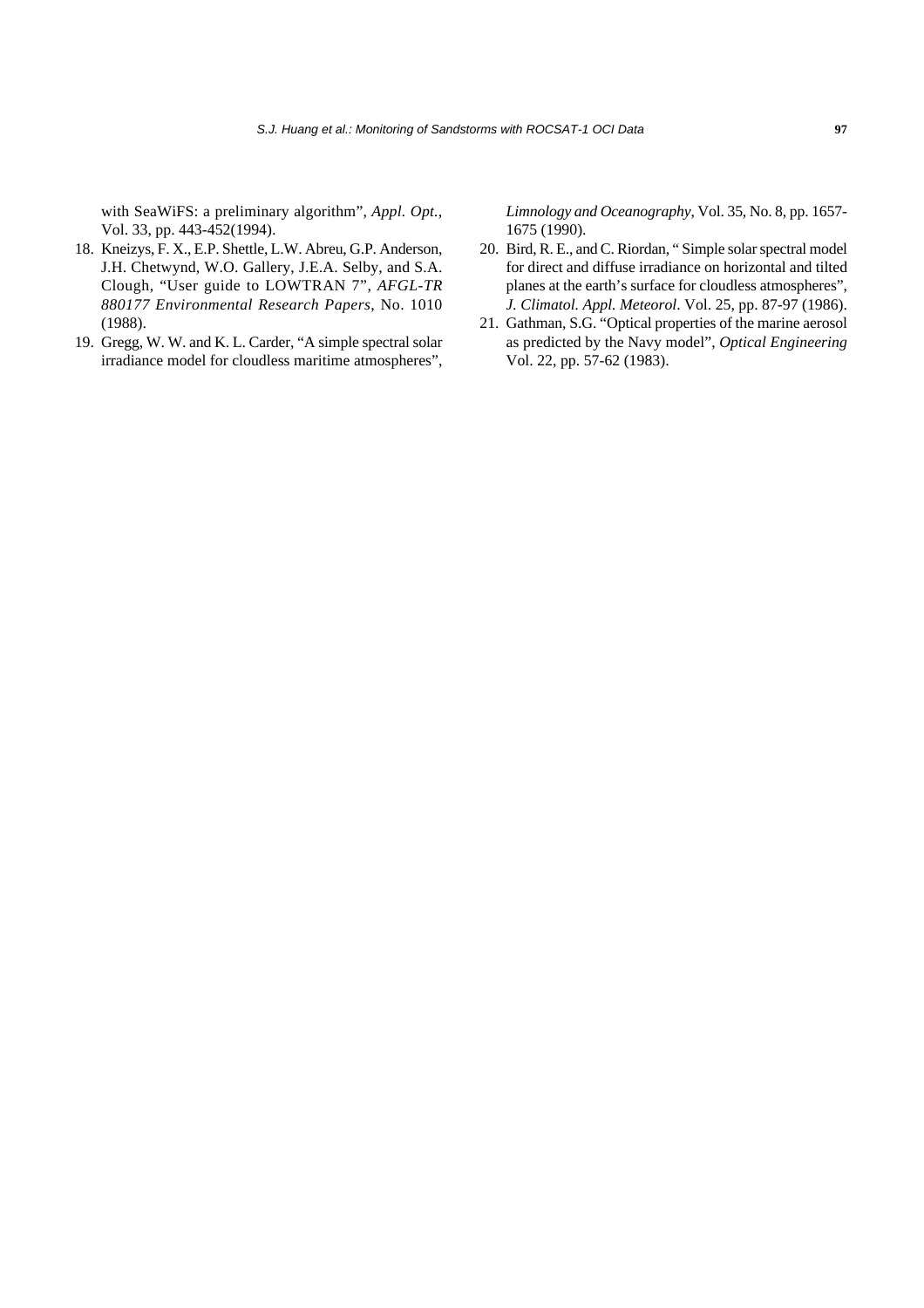with SeaWiFS: a preliminary algorithm", *Appl. Opt.*, Vol. 33, pp. 443-452(1994).

18. Kneizys, F. X., E.P. Shettle, L.W. Abreu, G.P. Anderson, J.H. Chetwynd, W.O. Gallery, J.E.A. Selby, and S.A. Clough, "User guide to LOWTRAN 7", *AFGL-TR 880177 Environmental Research Papers*, No. 1010 (1988).
19. Gregg, W. W. and K. L. Carder, "A simple spectral solar irradiance model for cloudless maritime atmospheres", *Limnology and Oceanography*, Vol. 35, No. 8, pp. 1657-1675 (1990).
20. Bird, R. E., and C. Riordan, " Simple solar spectral model for direct and diffuse irradiance on horizontal and tilted planes at the earth's surface for cloudless atmospheres", *J. Climatol. Appl. Meteorol*. Vol. 25, pp. 87-97 (1986).
21. Gathman, S.G. "Optical properties of the marine aerosol as predicted by the Navy model", *Optical Engineering* Vol. 22, pp. 57-62 (1983).